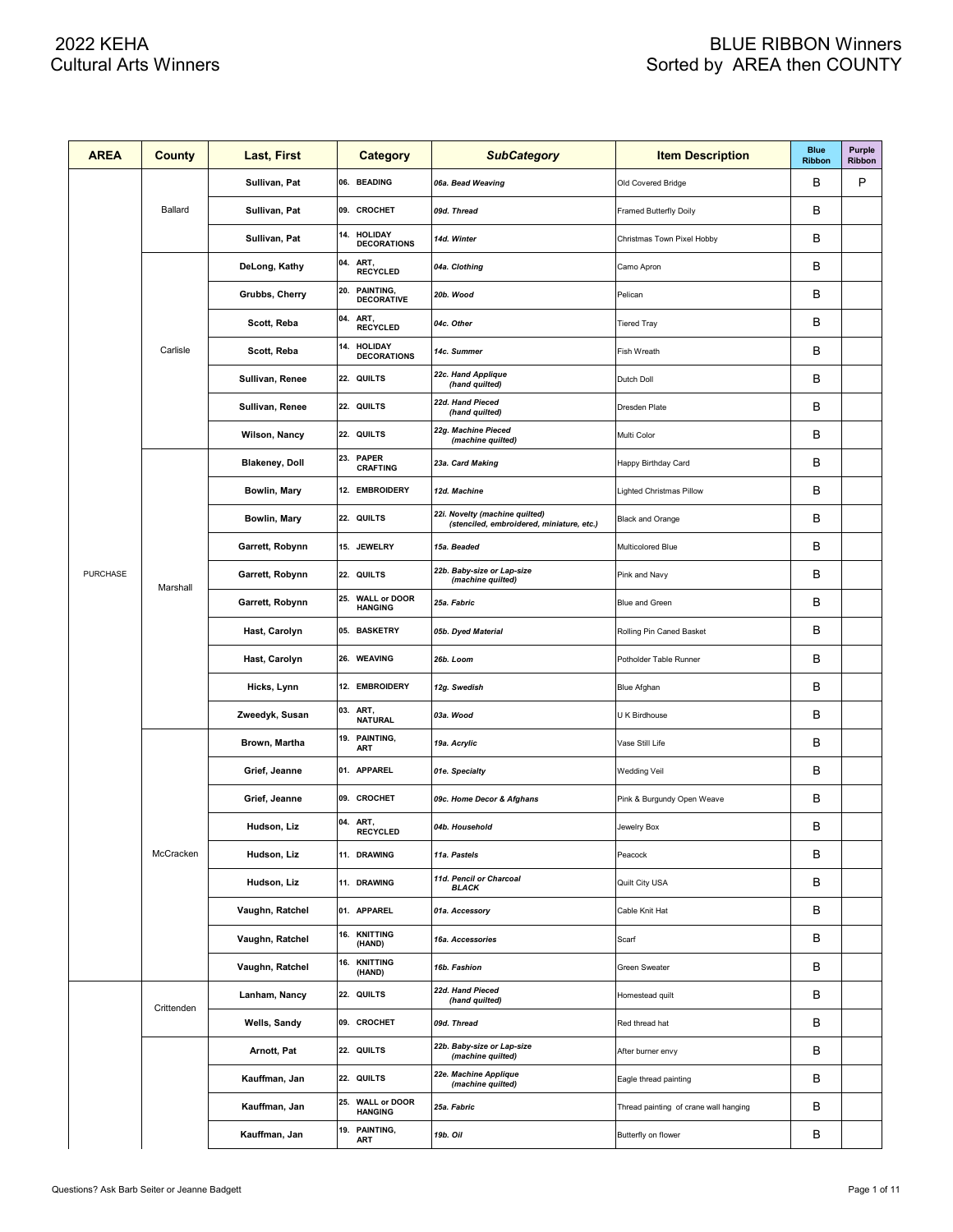# 2022 KEHA Cultural Arts Winners

# BLUE RIBBON Winners Sorted by AREA then COUNTY

| AREA | County | Last, First | Category | SubCategory | Item Description | Blue Ribbon | Purple Ribbon |
|---|---|---|---|---|---|---|---|
| PURCHASE | Ballard | Sullivan, Pat | 06. BEADING | *06a. Bead Weaving* | Old Covered Bridge | B | P |
| | | Sullivan, Pat | 09. CROCHET | *09d. Thread* | Framed Butterfly Doily | B | |
| | | Sullivan, Pat | 14. HOLIDAY DECORATIONS | *14d. Winter* | Christmas Town Pixel Hobby | B | |
| | Carlisle | DeLong, Kathy | 04. ART, RECYCLED | *04a. Clothing* | Camo Apron | B | |
| | | Grubbs, Cherry | 20. PAINTING, DECORATIVE | *20b. Wood* | Pelican | B | |
| | | Scott, Reba | 04. ART, RECYCLED | *04c. Other* | Tiered Tray | B | |
| | | Scott, Reba | 14. HOLIDAY DECORATIONS | *14c. Summer* | Fish Wreath | B | |
| | | Sullivan, Renee | 22. QUILTS | *22c. Hand Applique (hand quilted)* | Dutch Doll | B | |
| | | Sullivan, Renee | 22. QUILTS | *22d. Hand Pieced (hand quilted)* | Dresden Plate | B | |
| | | Wilson, Nancy | 22. QUILTS | *22g. Machine Pieced (machine quilted)* | Multi Color | B | |
| | Marshall | Blakeney, Doll | 23. PAPER CRAFTING | *23a. Card Making* | Happy Birthday Card | B | |
| | | Bowlin, Mary | 12. EMBROIDERY | *12d. Machine* | Lighted Christmas Pillow | B | |
| | | Bowlin, Mary | 22. QUILTS | *22i. Novelty (machine quilted) (stenciled, embroidered, miniature, etc.)* | Black and Orange | B | |
| | | Garrett, Robynn | 15. JEWELRY | *15a. Beaded* | Multicolored Blue | B | |
| | | Garrett, Robynn | 22. QUILTS | *22b. Baby-size or Lap-size (machine quilted)* | Pink and Navy | B | |
| | | Garrett, Robynn | 25. WALL or DOOR HANGING | *25a. Fabric* | Blue and Green | B | |
| | | Hast, Carolyn | 05. BASKETRY | *05b. Dyed Material* | Rolling Pin Caned Basket | B | |
| | | Hast, Carolyn | 26. WEAVING | *26b. Loom* | Potholder Table Runner | B | |
| | | Hicks, Lynn | 12. EMBROIDERY | *12g. Swedish* | Blue Afghan | B | |
| | | Zweedyk, Susan | 03. ART, NATURAL | *03a. Wood* | U K Birdhouse | B | |
| | McCracken | Brown, Martha | 19. PAINTING, ART | *19a. Acrylic* | Vase Still Life | B | |
| | | Grief, Jeanne | 01. APPAREL | *01e. Specialty* | Wedding Veil | B | |
| | | Grief, Jeanne | 09. CROCHET | *09c. Home Decor & Afghans* | Pink & Burgundy Open Weave | B | |
| | | Hudson, Liz | 04. ART, RECYCLED | *04b. Household* | Jewelry Box | B | |
| | | Hudson, Liz | 11. DRAWING | *11a. Pastels* | Peacock | B | |
| | | Hudson, Liz | 11. DRAWING | *11d. Pencil or Charcoal BLACK* | Quilt City USA | B | |
| | | Vaughn, Ratchel | 01. APPAREL | *01a. Accessory* | Cable Knit Hat | B | |
| | | Vaughn, Ratchel | 16. KNITTING (HAND) | *16a. Accessories* | Scarf | B | |
| | | Vaughn, Ratchel | 16. KNITTING (HAND) | *16b. Fashion* | Green Sweater | B | |
| | Crittenden | Lanham, Nancy | 22. QUILTS | *22d. Hand Pieced (hand quilted)* | Homestead quilt | B | |
| | | Wells, Sandy | 09. CROCHET | *09d. Thread* | Red thread hat | B | |
| | | Arnott, Pat | 22. QUILTS | *22b. Baby-size or Lap-size (machine quilted)* | After burner envy | B | |
| | | Kauffman, Jan | 22. QUILTS | *22e. Machine Applique (machine quilted)* | Eagle thread painting | B | |
| | | Kauffman, Jan | 25. WALL or DOOR HANGING | *25a. Fabric* | Thread painting of crane wall hanging | B | |
| | | Kauffman, Jan | 19. PAINTING, ART | *19b. Oil* | Butterfly on flower | B | |

Questions? Ask Barb Seiter or Jeanne Badgett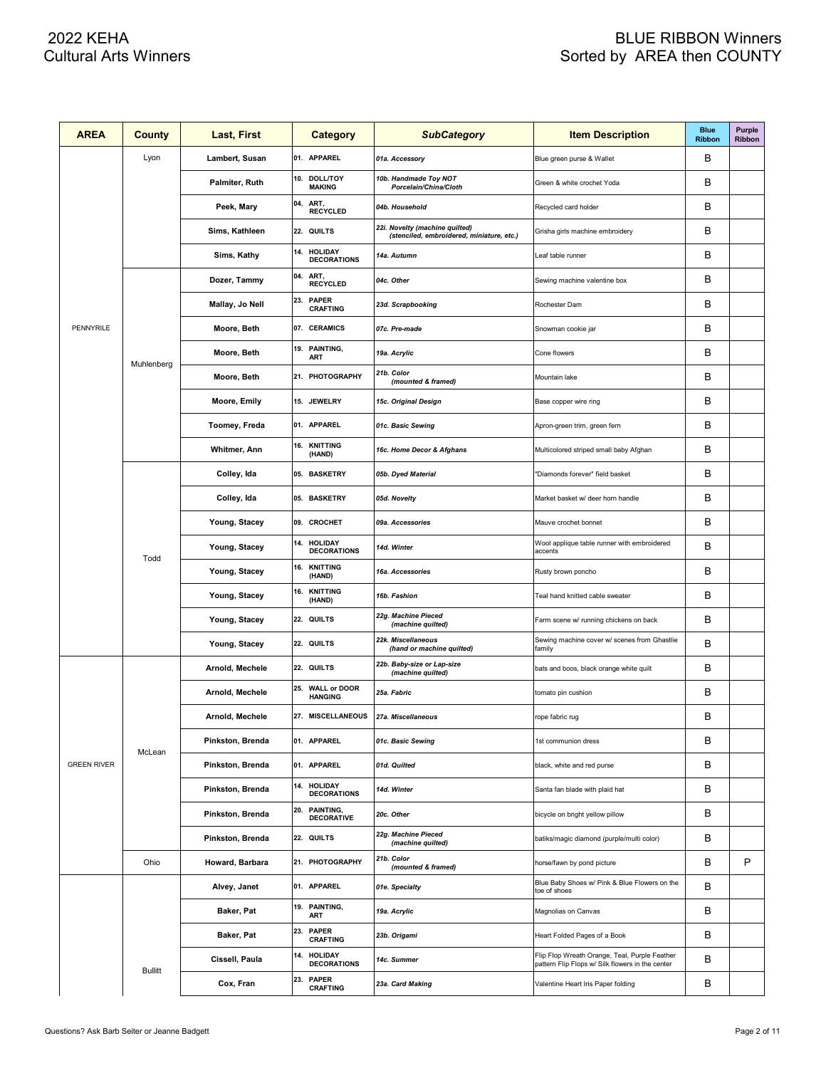# 2022 KEHA Cultural Arts Winners

# BLUE RIBBON Winners Sorted by AREA then COUNTY

| AREA | County | Last, First | Category | SubCategory | Item Description | Blue Ribbon | Purple Ribbon |
|---|---|---|---|---|---|---|---|
| PENNYRILE | Lyon | Lambert, Susan | 01. APPAREL | *01a. Accessory* | Blue green purse & Wallet | B | |
| | | Palmiter, Ruth | 10. DOLL/TOY MAKING | *10b. Handmade Toy NOT Porcelain/China/Cloth* | Green & white crochet Yoda | B | |
| | | Peek, Mary | 04. ART, RECYCLED | *04b. Household* | Recycled card holder | B | |
| | | Sims, Kathleen | 22. QUILTS | *22i. Novelty (machine quilted) (stenciled, embroidered, miniature, etc.)* | Grisha girls machine embroidery | B | |
| | | Sims, Kathy | 14. HOLIDAY DECORATIONS | *14a. Autumn* | Leaf table runner | B | |
| | Muhlenberg | Dozer, Tammy | 04. ART, RECYCLED | *04c. Other* | Sewing machine valentine box | B | |
| | | Mallay, Jo Nell | 23. PAPER CRAFTING | *23d. Scrapbooking* | Rochester Dam | B | |
| | | Moore, Beth | 07. CERAMICS | *07c. Pre-made* | Snowman cookie jar | B | |
| | | Moore, Beth | 19. PAINTING, ART | *19a. Acrylic* | Cone flowers | B | |
| | | Moore, Beth | 21. PHOTOGRAPHY | *21b. Color (mounted & framed)* | Mountain lake | B | |
| | | Moore, Emily | 15. JEWELRY | *15c. Original Design* | Base copper wire ring | B | |
| | | Toomey, Freda | 01. APPAREL | *01c. Basic Sewing* | Apron-green trim, green fern | B | |
| | | Whitmer, Ann | 16. KNITTING (HAND) | *16c. Home Decor & Afghans* | Multicolored striped small baby Afghan | B | |
| | Todd | Colley, Ida | 05. BASKETRY | *05b. Dyed Material* | "Diamonds forever" field basket | B | |
| | | Colley, Ida | 05. BASKETRY | *05d. Novelty* | Market basket w/ deer horn handle | B | |
| | | Young, Stacey | 09. CROCHET | *09a. Accessories* | Mauve crochet bonnet | B | |
| | | Young, Stacey | 14. HOLIDAY DECORATIONS | *14d. Winter* | Wool applique table runner with embroidered accents | B | |
| | | Young, Stacey | 16. KNITTING (HAND) | *16a. Accessories* | Rusty brown poncho | B | |
| | | Young, Stacey | 16. KNITTING (HAND) | *16b. Fashion* | Teal hand knitted cable sweater | B | |
| | | Young, Stacey | 22. QUILTS | *22g. Machine Pieced (machine quilted)* | Farm scene w/ running chickens on back | B | |
| | | Young, Stacey | 22. QUILTS | *22k. Miscellaneous (hand or machine quilted)* | Sewing machine cover w/ scenes from Ghastlie family | B | |
| GREEN RIVER | McLean | Arnold, Mechele | 22. QUILTS | *22b. Baby-size or Lap-size (machine quilted)* | bats and boos, black orange white quilt | B | |
| | | Arnold, Mechele | 25. WALL or DOOR HANGING | *25a. Fabric* | tomato pin cushion | B | |
| | | Arnold, Mechele | 27. MISCELLANEOUS | *27a. Miscellaneous* | rope fabric rug | B | |
| | | Pinkston, Brenda | 01. APPAREL | *01c. Basic Sewing* | 1st communion dress | B | |
| | | Pinkston, Brenda | 01. APPAREL | *01d. Quilted* | black, white and red purse | B | |
| | | Pinkston, Brenda | 14. HOLIDAY DECORATIONS | *14d. Winter* | Santa fan blade with plaid hat | B | |
| | | Pinkston, Brenda | 20. PAINTING, DECORATIVE | *20c. Other* | bicycle on bright yellow pillow | B | |
| | | Pinkston, Brenda | 22. QUILTS | *22g. Machine Pieced (machine quilted)* | batiks/magic diamond (purple/multi color) | B | |
| | Ohio | Howard, Barbara | 21. PHOTOGRAPHY | *21b. Color (mounted & framed)* | horse/fawn by pond picture | B | P |
| | Bullitt | Alvey, Janet | 01. APPAREL | *01e. Specialty* | Blue Baby Shoes w/ Pink & Blue Flowers on the toe of shoes | B | |
| | | Baker, Pat | 19. PAINTING, ART | *19a. Acrylic* | Magnolias on Canvas | B | |
| | | Baker, Pat | 23. PAPER CRAFTING | *23b. Origami* | Heart Folded Pages of a Book | B | |
| | | Cissell, Paula | 14. HOLIDAY DECORATIONS | *14c. Summer* | Flip Flop Wreath Orange, Teal, Purple Feather pattern Flip Flops w/ Silk flowers in the center | B | |
| | | Cox, Fran | 23. PAPER CRAFTING | *23a. Card Making* | Valentine Heart Iris Paper folding | B | |

Questions? Ask Barb Seiter or Jeanne Badgett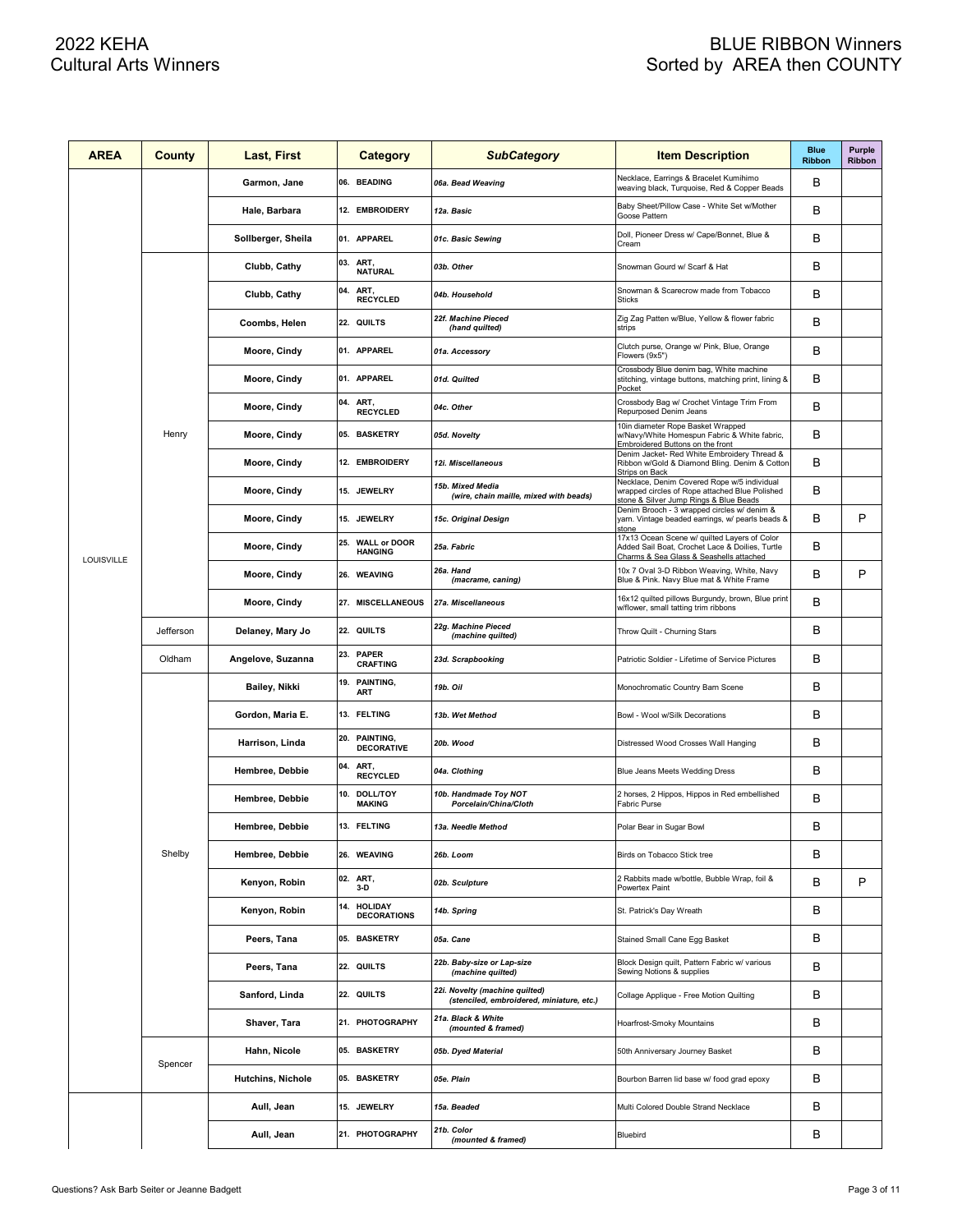# 2022 KEHA Cultural Arts Winners

# BLUE RIBBON Winners Sorted by AREA then COUNTY

| AREA | County | Last, First | Category | SubCategory | Item Description | Blue Ribbon | Purple Ribbon |
|---|---|---|---|---|---|---|---|
| LOUISVILLE | | Garmon, Jane | 06. BEADING | 06a. Bead Weaving | Necklace, Earrings & Bracelet Kumihimo weaving black, Turquoise, Red & Copper Beads | B | |
| | | Hale, Barbara | 12. EMBROIDERY | 12a. Basic | Baby Sheet/Pillow Case - White Set w/Mother Goose Pattern | B | |
| | | Sollberger, Sheila | 01. APPAREL | 01c. Basic Sewing | Doll, Pioneer Dress w/ Cape/Bonnet, Blue & Cream | B | |
| | Henry | Clubb, Cathy | 03. ART, NATURAL | 03b. Other | Snowman Gourd w/ Scarf & Hat | B | |
| | | Clubb, Cathy | 04. ART, RECYCLED | 04b. Household | Snowman & Scarecrow made from Tobacco Sticks | B | |
| | | Coombs, Helen | 22. QUILTS | 22f. Machine Pieced (hand quilted) | Zig Zag Patten w/Blue, Yellow & flower fabric strips | B | |
| | | Moore, Cindy | 01. APPAREL | 01a. Accessory | Clutch purse, Orange w/ Pink, Blue, Orange Flowers (9x5") | B | |
| | | Moore, Cindy | 01. APPAREL | 01d. Quilted | Crossbody Blue denim bag, White machine stitching, vintage buttons, matching print, lining & Pocket | B | |
| | | Moore, Cindy | 04. ART, RECYCLED | 04c. Other | Crossbody Bag w/ Crochet Vintage Trim From Repurposed Denim Jeans | B | |
| | | Moore, Cindy | 05. BASKETRY | 05d. Novelty | 10in diameter Rope Basket Wrapped w/Navy/White Homespun Fabric & White fabric, Embroidered Buttons on the front | B | |
| | | Moore, Cindy | 12. EMBROIDERY | 12i. Miscellaneous | Denim Jacket- Red White Embroidery Thread & Ribbon w/Gold & Diamond Bling. Denim & Cotton Strips on Back | B | |
| | | Moore, Cindy | 15. JEWELRY | 15b. Mixed Media (wire, chain maille, mixed with beads) | Necklace, Denim Covered Rope w/5 individual wrapped circles of Rope attached Blue Polished stone & Silver Jump Rings & Blue Beads | B | |
| | | Moore, Cindy | 15. JEWELRY | 15c. Original Design | Denim Brooch - 3 wrapped circles w/ denim & yarn. Vintage beaded earrings, w/ pearls beads & stone | B | P |
| | | Moore, Cindy | 25. WALL or DOOR HANGING | 25a. Fabric | 17x13 Ocean Scene w/ quilted Layers of Color Added Sail Boat, Crochet Lace & Doilies, Turtle Charms & Sea Glass & Seashells attached | B | |
| | | Moore, Cindy | 26. WEAVING | 26a. Hand (macrame, caning) | 10x 7 Oval 3-D Ribbon Weaving, White, Navy Blue & Pink. Navy Blue mat & White Frame | B | P |
| | | Moore, Cindy | 27. MISCELLANEOUS | 27a. Miscellaneous | 16x12 quilted pillows Burgundy, brown, Blue print w/flower, small tatting trim ribbons | B | |
| | Jefferson | Delaney, Mary Jo | 22. QUILTS | 22g. Machine Pieced (machine quilted) | Throw Quilt - Churning Stars | B | |
| | Oldham | Angelove, Suzanna | 23. PAPER CRAFTING | 23d. Scrapbooking | Patriotic Soldier - Lifetime of Service Pictures | B | |
| | Shelby | Bailey, Nikki | 19. PAINTING, ART | 19b. Oil | Monochromatic Country Barn Scene | B | |
| | | Gordon, Maria E. | 13. FELTING | 13b. Wet Method | Bowl - Wool w/Silk Decorations | B | |
| | | Harrison, Linda | 20. PAINTING, DECORATIVE | 20b. Wood | Distressed Wood Crosses Wall Hanging | B | |
| | | Hembree, Debbie | 04. ART, RECYCLED | 04a. Clothing | Blue Jeans Meets Wedding Dress | B | |
| | | Hembree, Debbie | 10. DOLL/TOY MAKING | 10b. Handmade Toy NOT Porcelain/China/Cloth | 2 horses, 2 Hippos, Hippos in Red embellished Fabric Purse | B | |
| | | Hembree, Debbie | 13. FELTING | 13a. Needle Method | Polar Bear in Sugar Bowl | B | |
| | | Hembree, Debbie | 26. WEAVING | 26b. Loom | Birds on Tobacco Stick tree | B | |
| | | Kenyon, Robin | 02. ART, 3-D | 02b. Sculpture | 2 Rabbits made w/bottle, Bubble Wrap, foil & Powertex Paint | B | P |
| | | Kenyon, Robin | 14. HOLIDAY DECORATIONS | 14b. Spring | St. Patrick's Day Wreath | B | |
| | | Peers, Tana | 05. BASKETRY | 05a. Cane | Stained Small Cane Egg Basket | B | |
| | | Peers, Tana | 22. QUILTS | 22b. Baby-size or Lap-size (machine quilted) | Block Design quilt, Pattern Fabric w/ various Sewing Notions & supplies | B | |
| | | Sanford, Linda | 22. QUILTS | 22i. Novelty (machine quilted) (stenciled, embroidered, miniature, etc.) | Collage Applique - Free Motion Quilting | B | |
| | | Shaver, Tara | 21. PHOTOGRAPHY | 21a. Black & White (mounted & framed) | Hoarfrost-Smoky Mountains | B | |
| | Spencer | Hahn, Nicole | 05. BASKETRY | 05b. Dyed Material | 50th Anniversary Journey Basket | B | |
| | | Hutchins, Nichole | 05. BASKETRY | 05e. Plain | Bourbon Barren lid base w/ food grad epoxy | B | |
| | | Aull, Jean | 15. JEWELRY | 15a. Beaded | Multi Colored Double Strand Necklace | B | |
| | | Aull, Jean | 21. PHOTOGRAPHY | 21b. Color (mounted & framed) | Bluebird | B | |

Questions? Ask Barb Seiter or Jeanne Badgett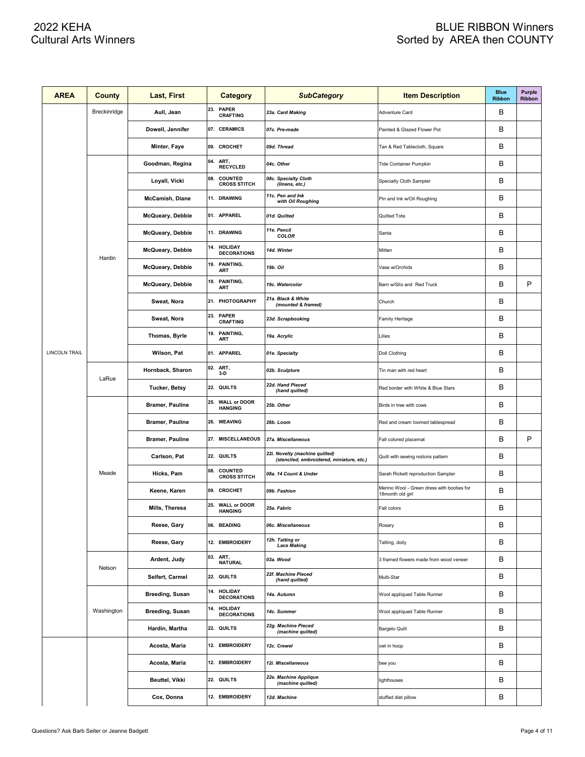# 2022 KEHA Cultural Arts Winners

# BLUE RIBBON Winners Sorted by AREA then COUNTY

| AREA | County | Last, First | Category | SubCategory | Item Description | Blue Ribbon | Purple Ribbon |
|---|---|---|---|---|---|---|---|
| LINCOLN TRAIL | Breckinridge | Aull, Jean | 23. PAPER CRAFTING | *23a. Card Making* | Adventure Card | B | |
| | | Dowell, Jennifer | 07. CERAMICS | *07c. Pre-made* | Painted & Glazed Flower Pot | B | |
| | | Minter, Faye | 09. CROCHET | *09d. Thread* | Tan & Red Tablecloth, Square | B | |
| | Hardin | Goodman, Regina | 04. ART, RECYCLED | *04c. Other* | Tide Container Pumpkin | B | |
| | | Loyall, Vicki | 08. COUNTED CROSS STITCH | *08c. Specialty Cloth (linens, etc.)* | Specialty Cloth Sampler | B | |
| | | McCamish, Diane | 11. DRAWING | *11c. Pen and Ink with Oil Roughing* | Pin and Ink w/Oil Roughing | B | |
| | | McQueary, Debbie | 01. APPAREL | *01d. Quilted* | Quilted Tote | B | |
| | | McQueary, Debbie | 11. DRAWING | *11e. Pencil COLOR* | Santa | B | |
| | | McQueary, Debbie | 14. HOLIDAY DECORATIONS | *14d. Winter* | Mitten | B | |
| | | McQueary, Debbie | 19. PAINTING, ART | *19b. Oil* | Vase w/Orchids | B | |
| | | McQueary, Debbie | 19. PAINTING, ART | *19c. Watercolor* | Barn w/Silo and Red Truck | B | P |
| | | Sweat, Nora | 21. PHOTOGRAPHY | *21a. Black & White (mounted & framed)* | Church | B | |
| | | Sweat, Nora | 23. PAPER CRAFTING | *23d. Scrapbooking* | Family Heritage | B | |
| | | Thomas, Byrle | 19. PAINTING, ART | *19a. Acrylic* | Lilies | B | |
| | | Wilson, Pat | 01. APPAREL | *01e. Specialty* | Doll Clothing | B | |
| | LaRue | Hornback, Sharon | 02. ART, 3-D | *02b. Sculpture* | Tin man with red heart | B | |
| | | Tucker, Betsy | 22. QUILTS | *22d. Hand Pieced (hand quilted)* | Red border with White & Blue Stars | B | |
| | Meade | Bramer, Pauline | 25. WALL or DOOR HANGING | *25b. Other* | Birds in tree with cows | B | |
| | | Bramer, Pauline | 26. WEAVING | *26b. Loom* | Red and cream loomed tablespread | B | |
| | | Bramer, Pauline | 27. MISCELLANEOUS | *27a. Miscellaneous* | Fall colored placemat | B | P |
| | | Carlson, Pat | 22. QUILTS | *22i. Novelty (machine quilted) (stenciled, embroidered, miniature, etc.)* | Quilt with sewing notions pattern | B | |
| | | Hicks, Pam | 08. COUNTED CROSS STITCH | *08a. 14 Count & Under* | Sarah Rickett reproduction Sampler | B | |
| | | Keene, Karen | 09. CROCHET | *09b. Fashion* | Merino Wool - Green dress with booties for 18month old girl | B | |
| | | Mills, Theresa | 25. WALL or DOOR HANGING | *25a. Fabric* | Fall colors | B | |
| | | Reese, Gary | 06. BEADING | *06c. Miscellaneous* | Rosary | B | |
| | | Reese, Gary | 12. EMBROIDERY | *12h. Tatting or Lace Making* | Tatting, doily | B | |
| | Nelson | Ardent, Judy | 03. ART, NATURAL | *03a. Wood* | 3 framed flowers made from wood veneer | B | |
| | | Seifert, Carmel | 22. QUILTS | *22f. Machine Pieced (hand quilted)* | Multi-Star | B | |
| | Washington | Breeding, Susan | 14. HOLIDAY DECORATIONS | *14a. Autumn* | Wool appliqued Table Runner | B | |
| | | Breeding, Susan | 14. HOLIDAY DECORATIONS | *14c. Summer* | Wool appliqued Table Runner | B | |
| | | Hardin, Martha | 22. QUILTS | *22g. Machine Pieced (machine quilted)* | Bargelo Quilt | B | |
| | | Acosta, Maria | 12. EMBROIDERY | *12c. Crewel* | owl in hoop | B | |
| | | Acosta, Maria | 12. EMBROIDERY | *12i. Miscellaneous* | bee you | B | |
| | | Beuttel, Vikki | 22. QUILTS | *22e. Machine Applique (machine quilted)* | lighthouses | B | |
| | | Cox, Donna | 12. EMBROIDERY | *12d. Machine* | stuffed diet pillow | B | |

Questions? Ask Barb Seiter or Jeanne Badgett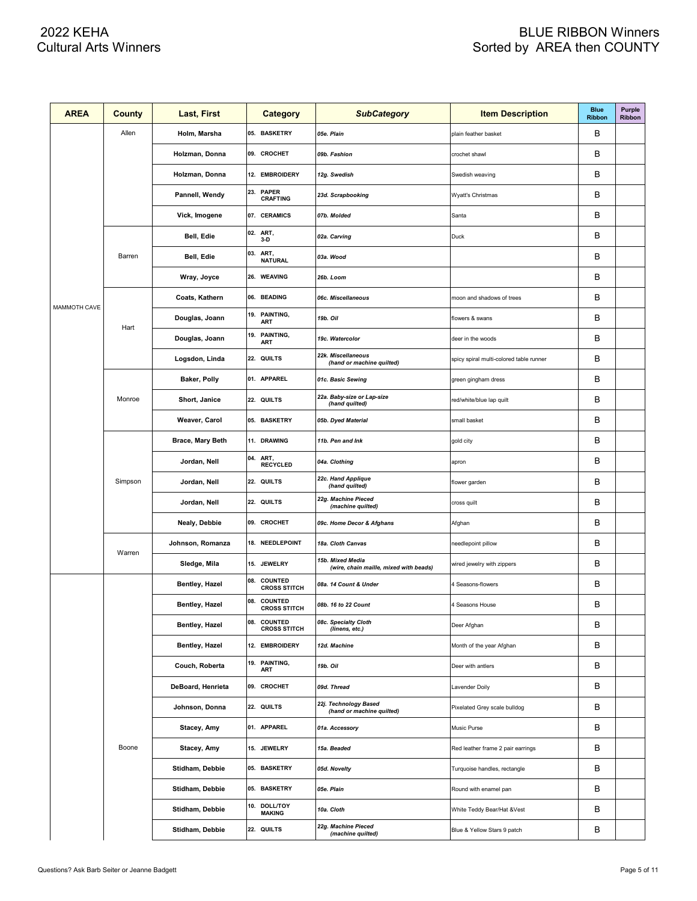# 2022 KEHA Cultural Arts Winners

# BLUE RIBBON Winners Sorted by AREA then COUNTY

| AREA | County | Last, First | Category | SubCategory | Item Description | Blue Ribbon | Purple Ribbon |
|---|---|---|---|---|---|---|---|
| MAMMOTH CAVE | Allen | Holm, Marsha | 05. BASKETRY | *05e. Plain* | plain feather basket | B | |
| | | Holzman, Donna | 09. CROCHET | *09b. Fashion* | crochet shawl | B | |
| | | Holzman, Donna | 12. EMBROIDERY | *12g. Swedish* | Swedish weaving | B | |
| | | Pannell, Wendy | 23. PAPER CRAFTING | *23d. Scrapbooking* | Wyatt's Christmas | B | |
| | | Vick, Imogene | 07. CERAMICS | *07b. Molded* | Santa | B | |
| | Barren | Bell, Edie | 02. ART, 3-D | *02a. Carving* | Duck | B | |
| | | Bell, Edie | 03. ART, NATURAL | *03a. Wood* | | B | |
| | | Wray, Joyce | 26. WEAVING | *26b. Loom* | | B | |
| | Hart | Coats, Kathern | 06. BEADING | *06c. Miscellaneous* | moon and shadows of trees | B | |
| | | Douglas, Joann | 19. PAINTING, ART | *19b. Oil* | flowers & swans | B | |
| | | Douglas, Joann | 19. PAINTING, ART | *19c. Watercolor* | deer in the woods | B | |
| | | Logsdon, Linda | 22. QUILTS | *22k. Miscellaneous (hand or machine quilted)* | spicy spiral multi-colored table runner | B | |
| | Monroe | Baker, Polly | 01. APPAREL | *01c. Basic Sewing* | green gingham dress | B | |
| | | Short, Janice | 22. QUILTS | *22a. Baby-size or Lap-size (hand quilted)* | red/white/blue lap quilt | B | |
| | | Weaver, Carol | 05. BASKETRY | *05b. Dyed Material* | small basket | B | |
| | Simpson | Brace, Mary Beth | 11. DRAWING | *11b. Pen and Ink* | gold city | B | |
| | | Jordan, Nell | 04. ART, RECYCLED | *04a. Clothing* | apron | B | |
| | | Jordan, Nell | 22. QUILTS | *22c. Hand Applique (hand quilted)* | flower garden | B | |
| | | Jordan, Nell | 22. QUILTS | *22g. Machine Pieced (machine quilted)* | cross quilt | B | |
| | | Nealy, Debbie | 09. CROCHET | *09c. Home Decor & Afghans* | Afghan | B | |
| | Warren | Johnson, Romanza | 18. NEEDLEPOINT | *18a. Cloth Canvas* | needlepoint pillow | B | |
| | | Sledge, Mila | 15. JEWELRY | *15b. Mixed Media (wire, chain maille, mixed with beads)* | wired jewelry with zippers | B | |
| | Boone | Bentley, Hazel | 08. COUNTED CROSS STITCH | *08a. 14 Count & Under* | 4 Seasons-flowers | B | |
| | | Bentley, Hazel | 08. COUNTED CROSS STITCH | *08b. 16 to 22 Count* | 4 Seasons House | B | |
| | | Bentley, Hazel | 08. COUNTED CROSS STITCH | *08c. Specialty Cloth (linens, etc.)* | Deer Afghan | B | |
| | | Bentley, Hazel | 12. EMBROIDERY | *12d. Machine* | Month of the year Afghan | B | |
| | | Couch, Roberta | 19. PAINTING, ART | *19b. Oil* | Deer with antlers | B | |
| | | DeBoard, Henrieta | 09. CROCHET | *09d. Thread* | Lavender Doily | B | |
| | | Johnson, Donna | 22. QUILTS | *22j. Technology Based (hand or machine quilted)* | Pixelated Grey scale bulldog | B | |
| | | Stacey, Amy | 01. APPAREL | *01a. Accessory* | Music Purse | B | |
| | | Stacey, Amy | 15. JEWELRY | *15a. Beaded* | Red leather frame 2 pair earrings | B | |
| | | Stidham, Debbie | 05. BASKETRY | *05d. Novelty* | Turquoise handles, rectangle | B | |
| | | Stidham, Debbie | 05. BASKETRY | *05e. Plain* | Round with enamel pan | B | |
| | | Stidham, Debbie | 10. DOLL/TOY MAKING | *10a. Cloth* | White Teddy Bear/Hat &Vest | B | |
| | | Stidham, Debbie | 22. QUILTS | *22g. Machine Pieced (machine quilted)* | Blue & Yellow Stars 9 patch | B | |

Questions? Ask Barb Seiter or Jeanne Badgett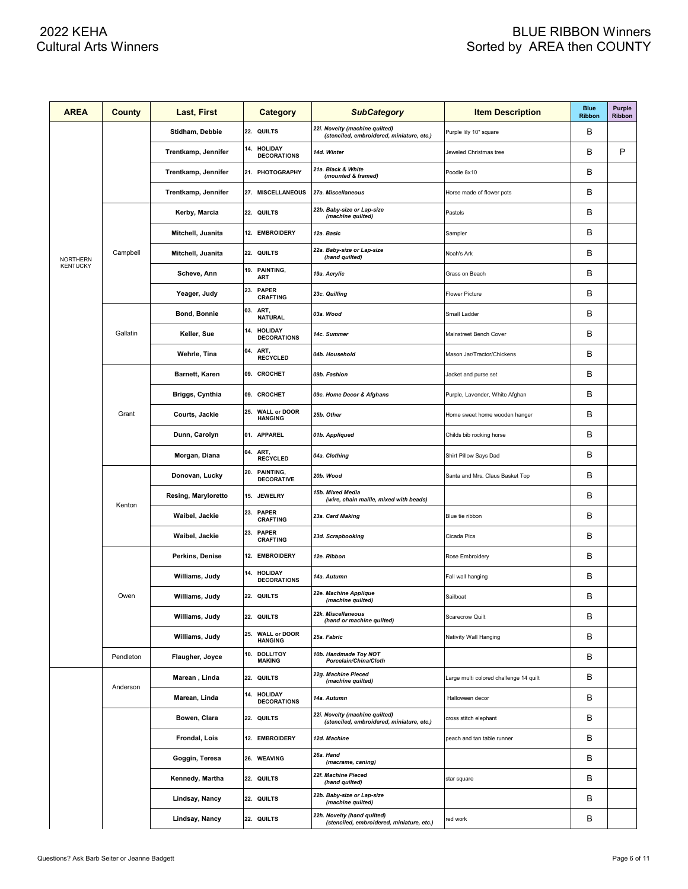# 2022 KEHA Cultural Arts Winners

# BLUE RIBBON Winners Sorted by AREA then COUNTY

| AREA | County | Last, First | Category | SubCategory | Item Description | Blue Ribbon | Purple Ribbon |
|---|---|---|---|---|---|---|---|
| NORTHERN KENTUCKY | | Stidham, Debbie | 22. QUILTS | 22i. Novelty (machine quilted) (stenciled, embroidered, miniature, etc.) | Purple lily 10" square | B | |
| | | Trentkamp, Jennifer | 14. HOLIDAY DECORATIONS | 14d. Winter | Jeweled Christmas tree | B | P |
| | | Trentkamp, Jennifer | 21. PHOTOGRAPHY | 21a. Black & White (mounted & framed) | Poodle 8x10 | B | |
| | | Trentkamp, Jennifer | 27. MISCELLANEOUS | 27a. Miscellaneous | Horse made of flower pots | B | |
| | Campbell | Kerby, Marcia | 22. QUILTS | 22b. Baby-size or Lap-size (machine quilted) | Pastels | B | |
| | | Mitchell, Juanita | 12. EMBROIDERY | 12a. Basic | Sampler | B | |
| | | Mitchell, Juanita | 22. QUILTS | 22a. Baby-size or Lap-size (hand quilted) | Noah's Ark | B | |
| | | Scheve, Ann | 19. PAINTING, ART | 19a. Acrylic | Grass on Beach | B | |
| | | Yeager, Judy | 23. PAPER CRAFTING | 23c. Quilling | Flower Picture | B | |
| | Gallatin | Bond, Bonnie | 03. ART, NATURAL | 03a. Wood | Small Ladder | B | |
| | | Keller, Sue | 14. HOLIDAY DECORATIONS | 14c. Summer | Mainstreet Bench Cover | B | |
| | | Wehrle, Tina | 04. ART, RECYCLED | 04b. Household | Mason Jar/Tractor/Chickens | B | |
| | Grant | Barnett, Karen | 09. CROCHET | 09b. Fashion | Jacket and purse set | B | |
| | | Briggs, Cynthia | 09. CROCHET | 09c. Home Decor & Afghans | Purple, Lavender, White Afghan | B | |
| | | Courts, Jackie | 25. WALL or DOOR HANGING | 25b. Other | Home sweet home wooden hanger | B | |
| | | Dunn, Carolyn | 01. APPAREL | 01b. Appliqued | Childs bib rocking horse | B | |
| | | Morgan, Diana | 04. ART, RECYCLED | 04a. Clothing | Shirt Pillow Says Dad | B | |
| | Kenton | Donovan, Lucky | 20. PAINTING, DECORATIVE | 20b. Wood | Santa and Mrs. Claus Basket Top | B | |
| | | Resing, Maryloretto | 15. JEWELRY | 15b. Mixed Media (wire, chain maille, mixed with beads) | | B | |
| | | Waibel, Jackie | 23. PAPER CRAFTING | 23a. Card Making | Blue tie ribbon | B | |
| | | Waibel, Jackie | 23. PAPER CRAFTING | 23d. Scrapbooking | Cicada Pics | B | |
| | Owen | Perkins, Denise | 12. EMBROIDERY | 12e. Ribbon | Rose Embroidery | B | |
| | | Williams, Judy | 14. HOLIDAY DECORATIONS | 14a. Autumn | Fall wall hanging | B | |
| | | Williams, Judy | 22. QUILTS | 22e. Machine Applique (machine quilted) | Sailboat | B | |
| | | Williams, Judy | 22. QUILTS | 22k. Miscellaneous (hand or machine quilted) | Scarecrow Quilt | B | |
| | | Williams, Judy | 25. WALL or DOOR HANGING | 25a. Fabric | Nativity Wall Hanging | B | |
| | Pendleton | Flaugher, Joyce | 10. DOLL/TOY MAKING | 10b. Handmade Toy NOT Porcelain/China/Cloth | | B | |
| | Anderson | Marean , Linda | 22. QUILTS | 22g. Machine Pieced (machine quilted) | Large multi colored challenge 14 quilt | B | |
| | | Marean, Linda | 14. HOLIDAY DECORATIONS | 14a. Autumn | Halloween decor | B | |
| | | Bowen, Clara | 22. QUILTS | 22i. Novelty (machine quilted) (stenciled, embroidered, miniature, etc.) | cross stitch elephant | B | |
| | | Frondal, Lois | 12. EMBROIDERY | 12d. Machine | peach and tan table runner | B | |
| | | Goggin, Teresa | 26. WEAVING | 26a. Hand (macrame, caning) | | B | |
| | | Kennedy, Martha | 22. QUILTS | 22f. Machine Pieced (hand quilted) | star square | B | |
| | | Lindsay, Nancy | 22. QUILTS | 22b. Baby-size or Lap-size (machine quilted) | | B | |
| | | Lindsay, Nancy | 22. QUILTS | 22h. Novelty (hand quilted) (stenciled, embroidered, miniature, etc.) | red work | B | |

Questions? Ask Barb Seiter or Jeanne Badgett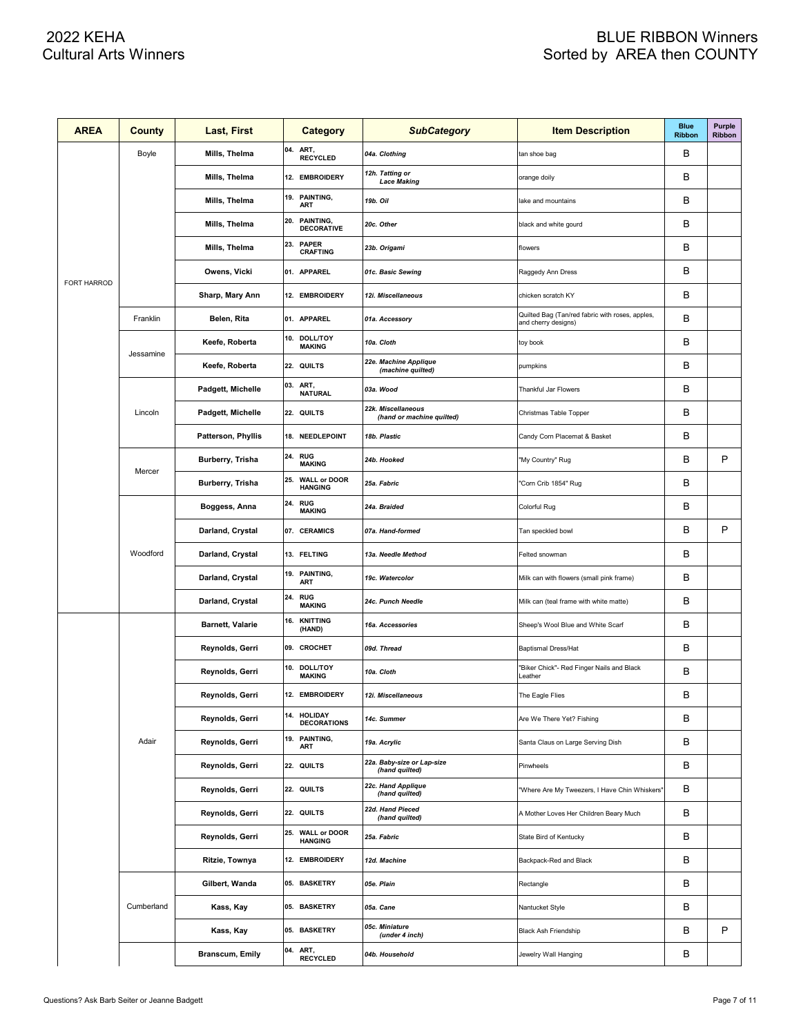# 2022 KEHA Cultural Arts Winners

# BLUE RIBBON Winners Sorted by AREA then COUNTY

| AREA | County | Last, First | Category | SubCategory | Item Description | Blue Ribbon | Purple Ribbon |
|---|---|---|---|---|---|---|---|
| FORT HARROD | Boyle | Mills, Thelma | 04. ART, RECYCLED | *04a. Clothing* | tan shoe bag | B | |
| | | Mills, Thelma | 12. EMBROIDERY | *12h. Tatting or Lace Making* | orange doily | B | |
| | | Mills, Thelma | 19. PAINTING, ART | *19b. Oil* | lake and mountains | B | |
| | | Mills, Thelma | 20. PAINTING, DECORATIVE | *20c. Other* | black and white gourd | B | |
| | | Mills, Thelma | 23. PAPER CRAFTING | *23b. Origami* | flowers | B | |
| | | Owens, Vicki | 01. APPAREL | *01c. Basic Sewing* | Raggedy Ann Dress | B | |
| | | Sharp, Mary Ann | 12. EMBROIDERY | *12i. Miscellaneous* | chicken scratch KY | B | |
| | Franklin | Belen, Rita | 01. APPAREL | *01a. Accessory* | Quilted Bag (Tan/red fabric with roses, apples, and cherry designs) | B | |
| | Jessamine | Keefe, Roberta | 10. DOLL/TOY MAKING | *10a. Cloth* | toy book | B | |
| | | Keefe, Roberta | 22. QUILTS | *22e. Machine Applique (machine quilted)* | pumpkins | B | |
| | Lincoln | Padgett, Michelle | 03. ART, NATURAL | *03a. Wood* | Thankful Jar Flowers | B | |
| | | Padgett, Michelle | 22. QUILTS | *22k. Miscellaneous (hand or machine quilted)* | Christmas Table Topper | B | |
| | | Patterson, Phyllis | 18. NEEDLEPOINT | *18b. Plastic* | Candy Corn Placemat & Basket | B | |
| | Mercer | Burberry, Trisha | 24. RUG MAKING | *24b. Hooked* | "My Country" Rug | B | P |
| | | Burberry, Trisha | 25. WALL or DOOR HANGING | *25a. Fabric* | "Corn Crib 1854" Rug | B | |
| | Woodford | Boggess, Anna | 24. RUG MAKING | *24a. Braided* | Colorful Rug | B | |
| | | Darland, Crystal | 07. CERAMICS | *07a. Hand-formed* | Tan speckled bowl | B | P |
| | | Darland, Crystal | 13. FELTING | *13a. Needle Method* | Felted snowman | B | |
| | | Darland, Crystal | 19. PAINTING, ART | *19c. Watercolor* | Milk can with flowers (small pink frame) | B | |
| | | Darland, Crystal | 24. RUG MAKING | *24c. Punch Needle* | Milk can (teal frame with white matte) | B | |
| | Adair | Barnett, Valarie | 16. KNITTING (HAND) | *16a. Accessories* | Sheep's Wool Blue and White Scarf | B | |
| | | Reynolds, Gerri | 09. CROCHET | *09d. Thread* | Baptismal Dress/Hat | B | |
| | | Reynolds, Gerri | 10. DOLL/TOY MAKING | *10a. Cloth* | "Biker Chick"- Red Finger Nails and Black Leather | B | |
| | | Reynolds, Gerri | 12. EMBROIDERY | *12i. Miscellaneous* | The Eagle Flies | B | |
| | | Reynolds, Gerri | 14. HOLIDAY DECORATIONS | *14c. Summer* | Are We There Yet? Fishing | B | |
| | | Reynolds, Gerri | 19. PAINTING, ART | *19a. Acrylic* | Santa Claus on Large Serving Dish | B | |
| | | Reynolds, Gerri | 22. QUILTS | *22a. Baby-size or Lap-size (hand quilted)* | Pinwheels | B | |
| | | Reynolds, Gerri | 22. QUILTS | *22c. Hand Applique (hand quilted)* | "Where Are My Tweezers, I Have Chin Whiskers" | B | |
| | | Reynolds, Gerri | 22. QUILTS | *22d. Hand Pieced (hand quilted)* | A Mother Loves Her Children Beary Much | B | |
| | | Reynolds, Gerri | 25. WALL or DOOR HANGING | *25a. Fabric* | State Bird of Kentucky | B | |
| | | Ritzie, Townya | 12. EMBROIDERY | *12d. Machine* | Backpack-Red and Black | B | |
| | Cumberland | Gilbert, Wanda | 05. BASKETRY | *05e. Plain* | Rectangle | B | |
| | | Kass, Kay | 05. BASKETRY | *05a. Cane* | Nantucket Style | B | |
| | | Kass, Kay | 05. BASKETRY | *05c. Miniature (under 4 inch)* | Black Ash Friendship | B | P |
| | | Branscum, Emily | 04. ART, RECYCLED | *04b. Household* | Jewelry Wall Hanging | B | |

Questions? Ask Barb Seiter or Jeanne Badgett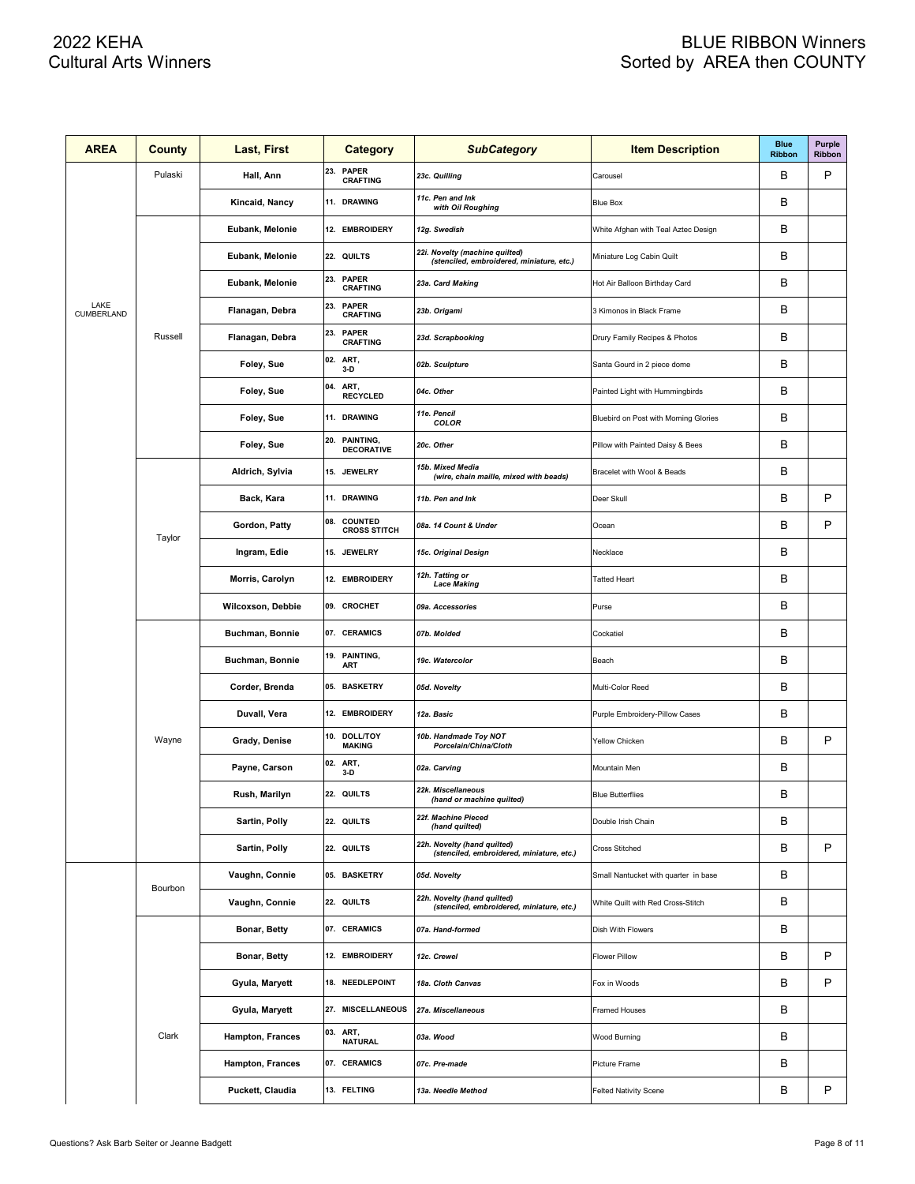# 2022 KEHA Cultural Arts Winners

# BLUE RIBBON Winners Sorted by AREA then COUNTY

| AREA | County | Last, First | Category | SubCategory | Item Description | Blue Ribbon | Purple Ribbon |
|---|---|---|---|---|---|---|---|
| LAKE CUMBERLAND | Pulaski | Hall, Ann | 23. PAPER CRAFTING | *23c. Quilling* | Carousel | B | P |
| | | Kincaid, Nancy | 11. DRAWING | *11c. Pen and Ink with Oil Roughing* | Blue Box | B | |
| | Russell | Eubank, Melonie | 12. EMBROIDERY | *12g. Swedish* | White Afghan with Teal Aztec Design | B | |
| | | Eubank, Melonie | 22. QUILTS | *22i. Novelty (machine quilted) (stenciled, embroidered, miniature, etc.)* | Miniature Log Cabin Quilt | B | |
| | | Eubank, Melonie | 23. PAPER CRAFTING | *23a. Card Making* | Hot Air Balloon Birthday Card | B | |
| | | Flanagan, Debra | 23. PAPER CRAFTING | *23b. Origami* | 3 Kimonos in Black Frame | B | |
| | | Flanagan, Debra | 23. PAPER CRAFTING | *23d. Scrapbooking* | Drury Family Recipes & Photos | B | |
| | | Foley, Sue | 02. ART, 3-D | *02b. Sculpture* | Santa Gourd in 2 piece dome | B | |
| | | Foley, Sue | 04. ART, RECYCLED | *04c. Other* | Painted Light with Hummingbirds | B | |
| | | Foley, Sue | 11. DRAWING | *11e. Pencil COLOR* | Bluebird on Post with Morning Glories | B | |
| | | Foley, Sue | 20. PAINTING, DECORATIVE | *20c. Other* | Pillow with Painted Daisy & Bees | B | |
| | Taylor | Aldrich, Sylvia | 15. JEWELRY | *15b. Mixed Media (wire, chain maille, mixed with beads)* | Bracelet with Wool & Beads | B | |
| | | Back, Kara | 11. DRAWING | *11b. Pen and Ink* | Deer Skull | B | P |
| | | Gordon, Patty | 08. COUNTED CROSS STITCH | *08a. 14 Count & Under* | Ocean | B | P |
| | | Ingram, Edie | 15. JEWELRY | *15c. Original Design* | Necklace | B | |
| | | Morris, Carolyn | 12. EMBROIDERY | *12h. Tatting or Lace Making* | Tatted Heart | B | |
| | | Wilcoxson, Debbie | 09. CROCHET | *09a. Accessories* | Purse | B | |
| | Wayne | Buchman, Bonnie | 07. CERAMICS | *07b. Molded* | Cockatiel | B | |
| | | Buchman, Bonnie | 19. PAINTING, ART | *19c. Watercolor* | Beach | B | |
| | | Corder, Brenda | 05. BASKETRY | *05d. Novelty* | Multi-Color Reed | B | |
| | | Duvall, Vera | 12. EMBROIDERY | *12a. Basic* | Purple Embroidery-Pillow Cases | B | |
| | | Grady, Denise | 10. DOLL/TOY MAKING | *10b. Handmade Toy NOT Porcelain/China/Cloth* | Yellow Chicken | B | P |
| | | Payne, Carson | 02. ART, 3-D | *02a. Carving* | Mountain Men | B | |
| | | Rush, Marilyn | 22. QUILTS | *22k. Miscellaneous (hand or machine quilted)* | Blue Butterflies | B | |
| | | Sartin, Polly | 22. QUILTS | *22f. Machine Pieced (hand quilted)* | Double Irish Chain | B | |
| | | Sartin, Polly | 22. QUILTS | *22h. Novelty (hand quilted) (stenciled, embroidered, miniature, etc.)* | Cross Stitched | B | P |
| | Bourbon | Vaughn, Connie | 05. BASKETRY | *05d. Novelty* | Small Nantucket with quarter in base | B | |
| | | Vaughn, Connie | 22. QUILTS | *22h. Novelty (hand quilted) (stenciled, embroidered, miniature, etc.)* | White Quilt with Red Cross-Stitch | B | |
| | Clark | Bonar, Betty | 07. CERAMICS | *07a. Hand-formed* | Dish With Flowers | B | |
| | | Bonar, Betty | 12. EMBROIDERY | *12c. Crewel* | Flower Pillow | B | P |
| | | Gyula, Maryett | 18. NEEDLEPOINT | *18a. Cloth Canvas* | Fox in Woods | B | P |
| | | Gyula, Maryett | 27. MISCELLANEOUS | *27a. Miscellaneous* | Framed Houses | B | |
| | | Hampton, Frances | 03. ART, NATURAL | *03a. Wood* | Wood Burning | B | |
| | | Hampton, Frances | 07. CERAMICS | *07c. Pre-made* | Picture Frame | B | |
| | | Puckett, Claudia | 13. FELTING | *13a. Needle Method* | Felted Nativity Scene | B | P |

Questions? Ask Barb Seiter or Jeanne Badgett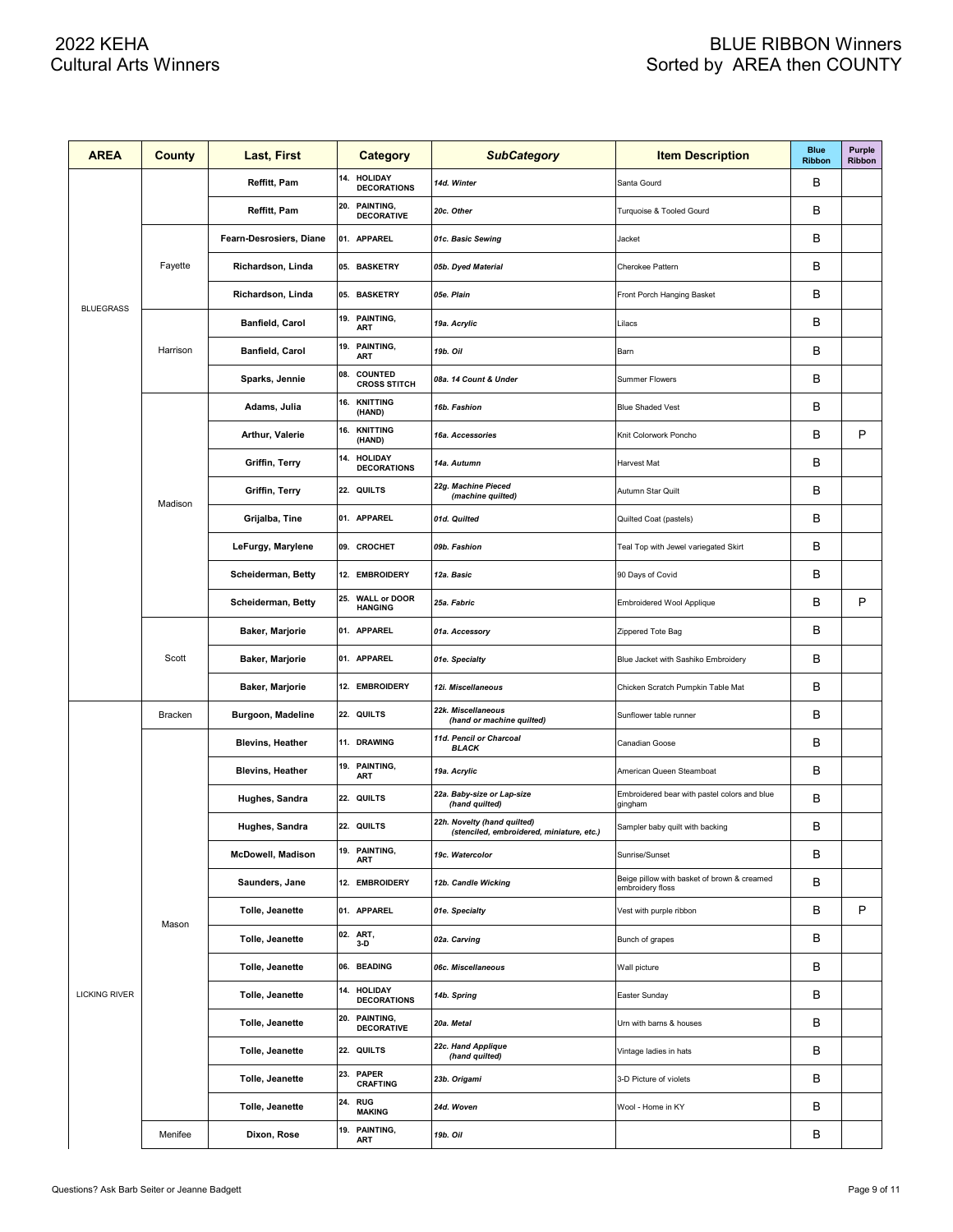# 2022 KEHA Cultural Arts Winners

# BLUE RIBBON Winners Sorted by AREA then COUNTY

| AREA | County | Last, First | Category | SubCategory | Item Description | Blue Ribbon | Purple Ribbon |
|---|---|---|---|---|---|---|---|
| BLUEGRASS | | Reffitt, Pam | 14. HOLIDAY DECORATIONS | *14d. Winter* | Santa Gourd | B | |
| | | Reffitt, Pam | 20. PAINTING, DECORATIVE | *20c. Other* | Turquoise & Tooled Gourd | B | |
| | Fayette | Fearn-Desrosiers, Diane | 01. APPAREL | *01c. Basic Sewing* | Jacket | B | |
| | | Richardson, Linda | 05. BASKETRY | *05b. Dyed Material* | Cherokee Pattern | B | |
| | | Richardson, Linda | 05. BASKETRY | *05e. Plain* | Front Porch Hanging Basket | B | |
| | Harrison | Banfield, Carol | 19. PAINTING, ART | *19a. Acrylic* | Lilacs | B | |
| | | Banfield, Carol | 19. PAINTING, ART | *19b. Oil* | Barn | B | |
| | | Sparks, Jennie | 08. COUNTED CROSS STITCH | *08a. 14 Count & Under* | Summer Flowers | B | |
| | Madison | Adams, Julia | 16. KNITTING (HAND) | *16b. Fashion* | Blue Shaded Vest | B | |
| | | Arthur, Valerie | 16. KNITTING (HAND) | *16a. Accessories* | Knit Colorwork Poncho | B | P |
| | | Griffin, Terry | 14. HOLIDAY DECORATIONS | *14a. Autumn* | Harvest Mat | B | |
| | | Griffin, Terry | 22. QUILTS | *22g. Machine Pieced (machine quilted)* | Autumn Star Quilt | B | |
| | | Grijalba, Tine | 01. APPAREL | *01d. Quilted* | Quilted Coat (pastels) | B | |
| | | LeFurgy, Marylene | 09. CROCHET | *09b. Fashion* | Teal Top with Jewel variegated Skirt | B | |
| | | Scheiderman, Betty | 12. EMBROIDERY | *12a. Basic* | 90 Days of Covid | B | |
| | | Scheiderman, Betty | 25. WALL or DOOR HANGING | *25a. Fabric* | Embroidered Wool Applique | B | P |
| | Scott | Baker, Marjorie | 01. APPAREL | *01a. Accessory* | Zippered Tote Bag | B | |
| | | Baker, Marjorie | 01. APPAREL | *01e. Specialty* | Blue Jacket with Sashiko Embroidery | B | |
| | | Baker, Marjorie | 12. EMBROIDERY | *12i. Miscellaneous* | Chicken Scratch Pumpkin Table Mat | B | |
| LICKING RIVER | Bracken | Burgoon, Madeline | 22. QUILTS | *22k. Miscellaneous (hand or machine quilted)* | Sunflower table runner | B | |
| | Mason | Blevins, Heather | 11. DRAWING | *11d. Pencil or Charcoal BLACK* | Canadian Goose | B | |
| | | Blevins, Heather | 19. PAINTING, ART | *19a. Acrylic* | American Queen Steamboat | B | |
| | | Hughes, Sandra | 22. QUILTS | *22a. Baby-size or Lap-size (hand quilted)* | Embroidered bear with pastel colors and blue gingham | B | |
| | | Hughes, Sandra | 22. QUILTS | *22h. Novelty (hand quilted) (stenciled, embroidered, miniature, etc.)* | Sampler baby quilt with backing | B | |
| | | McDowell, Madison | 19. PAINTING, ART | *19c. Watercolor* | Sunrise/Sunset | B | |
| | | Saunders, Jane | 12. EMBROIDERY | *12b. Candle Wicking* | Beige pillow with basket of brown & creamed embroidery floss | B | |
| | | Tolle, Jeanette | 01. APPAREL | *01e. Specialty* | Vest with purple ribbon | B | P |
| | | Tolle, Jeanette | 02. ART, 3-D | *02a. Carving* | Bunch of grapes | B | |
| | | Tolle, Jeanette | 06. BEADING | *06c. Miscellaneous* | Wall picture | B | |
| | | Tolle, Jeanette | 14. HOLIDAY DECORATIONS | *14b. Spring* | Easter Sunday | B | |
| | | Tolle, Jeanette | 20. PAINTING, DECORATIVE | *20a. Metal* | Urn with barns & houses | B | |
| | | Tolle, Jeanette | 22. QUILTS | *22c. Hand Applique (hand quilted)* | Vintage ladies in hats | B | |
| | | Tolle, Jeanette | 23. PAPER CRAFTING | *23b. Origami* | 3-D Picture of violets | B | |
| | | Tolle, Jeanette | 24. RUG MAKING | *24d. Woven* | Wool - Home in KY | B | |
| | Menifee | Dixon, Rose | 19. PAINTING, ART | *19b. Oil* | | B | |

Questions? Ask Barb Seiter or Jeanne Badgett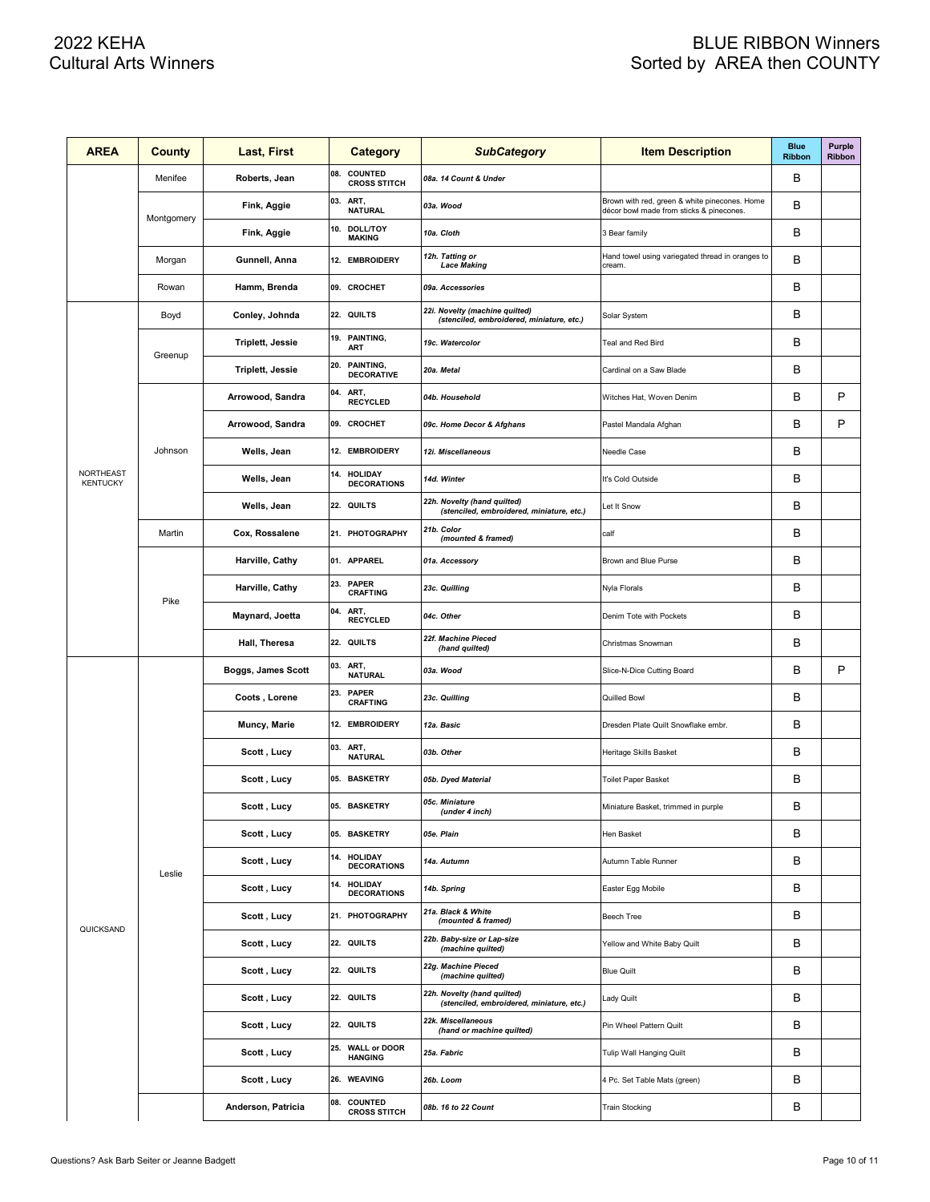# 2022 KEHA Cultural Arts Winners

# BLUE RIBBON Winners Sorted by AREA then COUNTY

| AREA | County | Last, First | Category | SubCategory | Item Description | Blue Ribbon | Purple Ribbon |
|---|---|---|---|---|---|---|---|
| | Menifee | Roberts, Jean | 08. COUNTED CROSS STITCH | 08a. 14 Count & Under | | B | |
| | Montgomery | Fink, Aggie | 03. ART, NATURAL | 03a. Wood | Brown with red, green & white pinecones. Home décor bowl made from sticks & pinecones. | B | |
| | | Fink, Aggie | 10. DOLL/TOY MAKING | 10a. Cloth | 3 Bear family | B | |
| | Morgan | Gunnell, Anna | 12. EMBROIDERY | 12h. Tatting or Lace Making | Hand towel using variegated thread in oranges to cream. | B | |
| | Rowan | Hamm, Brenda | 09. CROCHET | 09a. Accessories | | B | |
| NORTHEAST KENTUCKY | Boyd | Conley, Johnda | 22. QUILTS | 22i. Novelty (machine quilted) (stenciled, embroidered, miniature, etc.) | Solar System | B | |
| | Greenup | Triplett, Jessie | 19. PAINTING, ART | 19c. Watercolor | Teal and Red Bird | B | |
| | | Triplett, Jessie | 20. PAINTING, DECORATIVE | 20a. Metal | Cardinal on a Saw Blade | B | |
| | Johnson | Arrowood, Sandra | 04. ART, RECYCLED | 04b. Household | Witches Hat, Woven Denim | B | P |
| | | Arrowood, Sandra | 09. CROCHET | 09c. Home Decor & Afghans | Pastel Mandala Afghan | B | P |
| | | Wells, Jean | 12. EMBROIDERY | 12i. Miscellaneous | Needle Case | B | |
| | | Wells, Jean | 14. HOLIDAY DECORATIONS | 14d. Winter | It's Cold Outside | B | |
| | | Wells, Jean | 22. QUILTS | 22h. Novelty (hand quilted) (stenciled, embroidered, miniature, etc.) | Let It Snow | B | |
| | Martin | Cox, Rossalene | 21. PHOTOGRAPHY | 21b. Color (mounted & framed) | calf | B | |
| | Pike | Harville, Cathy | 01. APPAREL | 01a. Accessory | Brown and Blue Purse | B | |
| | | Harville, Cathy | 23. PAPER CRAFTING | 23c. Quilling | Nyla Florals | B | |
| | | Maynard, Joetta | 04. ART, RECYCLED | 04c. Other | Denim Tote with Pockets | B | |
| | | Hall, Theresa | 22. QUILTS | 22f. Machine Pieced (hand quilted) | Christmas Snowman | B | |
| QUICKSAND | Leslie | Boggs, James Scott | 03. ART, NATURAL | 03a. Wood | Slice-N-Dice Cutting Board | B | P |
| | | Coots , Lorene | 23. PAPER CRAFTING | 23c. Quilling | Quilled Bowl | B | |
| | | Muncy, Marie | 12. EMBROIDERY | 12a. Basic | Dresden Plate Quilt Snowflake embr. | B | |
| | | Scott , Lucy | 03. ART, NATURAL | 03b. Other | Heritage Skills Basket | B | |
| | | Scott , Lucy | 05. BASKETRY | 05b. Dyed Material | Toilet Paper Basket | B | |
| | | Scott , Lucy | 05. BASKETRY | 05c. Miniature (under 4 inch) | Miniature Basket, trimmed in purple | B | |
| | | Scott , Lucy | 05. BASKETRY | 05e. Plain | Hen Basket | B | |
| | | Scott , Lucy | 14. HOLIDAY DECORATIONS | 14a. Autumn | Autumn Table Runner | B | |
| | | Scott , Lucy | 14. HOLIDAY DECORATIONS | 14b. Spring | Easter Egg Mobile | B | |
| | | Scott , Lucy | 21. PHOTOGRAPHY | 21a. Black & White (mounted & framed) | Beech Tree | B | |
| | | Scott , Lucy | 22. QUILTS | 22b. Baby-size or Lap-size (machine quilted) | Yellow and White Baby Quilt | B | |
| | | Scott , Lucy | 22. QUILTS | 22g. Machine Pieced (machine quilted) | Blue Quilt | B | |
| | | Scott , Lucy | 22. QUILTS | 22h. Novelty (hand quilted) (stenciled, embroidered, miniature, etc.) | Lady Quilt | B | |
| | | Scott , Lucy | 22. QUILTS | 22k. Miscellaneous (hand or machine quilted) | Pin Wheel Pattern Quilt | B | |
| | | Scott , Lucy | 25. WALL or DOOR HANGING | 25a. Fabric | Tulip Wall Hanging Quilt | B | |
| | | Scott , Lucy | 26. WEAVING | 26b. Loom | 4 Pc. Set Table Mats (green) | B | |
| | | Anderson, Patricia | 08. COUNTED CROSS STITCH | 08b. 16 to 22 Count | Train Stocking | B | |

Questions? Ask Barb Seiter or Jeanne Badgett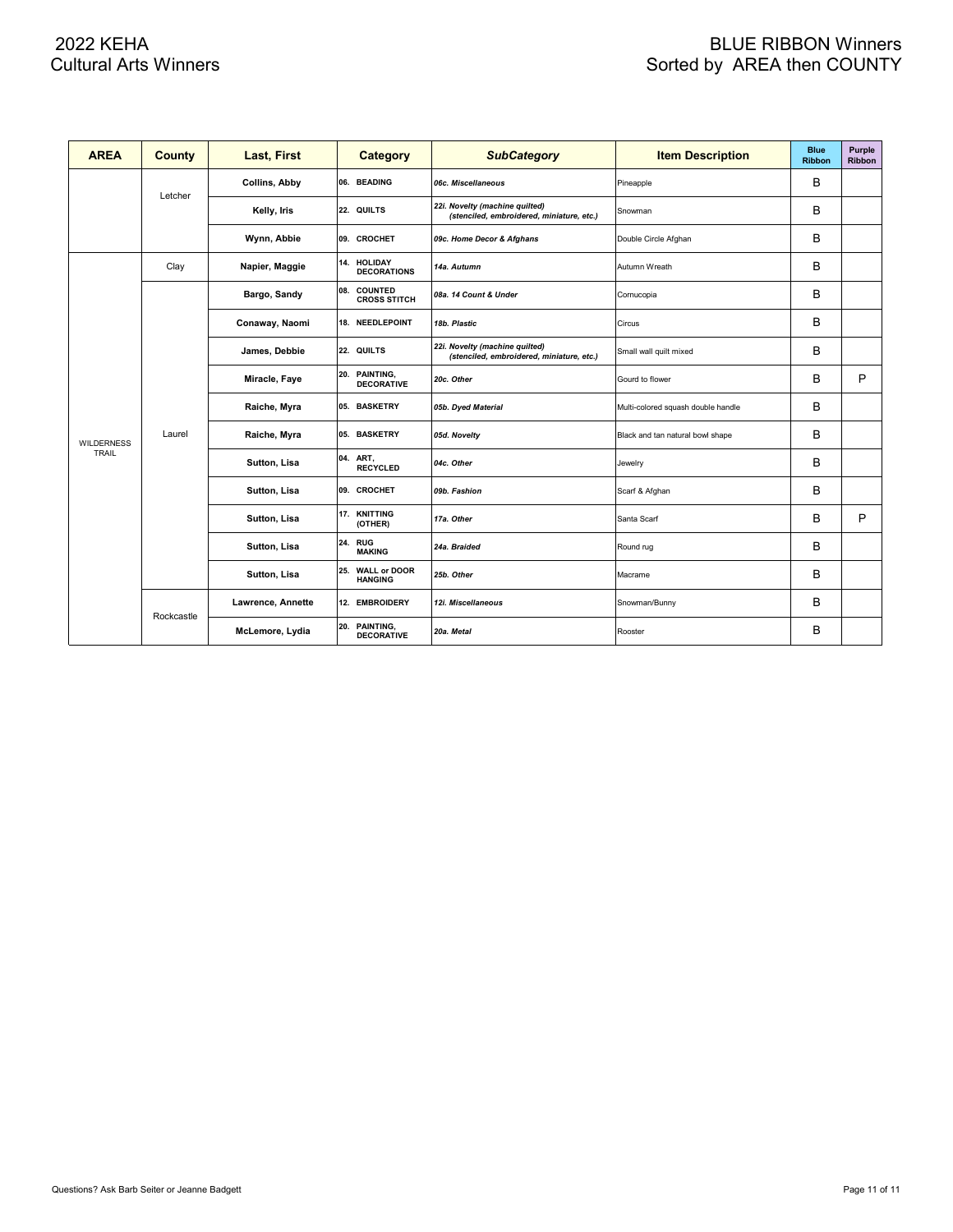# 2022 KEHA Cultural Arts Winners

# BLUE RIBBON Winners Sorted by AREA then COUNTY

| AREA | County | Last, First | Category | SubCategory | Item Description | Blue Ribbon | Purple Ribbon |
|---|---|---|---|---|---|---|---|
| | Letcher | Collins, Abby | 06. BEADING | 06c. Miscellaneous | Pineapple | B | |
| | | Kelly, Iris | 22. QUILTS | 22i. Novelty (machine quilted) (stenciled, embroidered, miniature, etc.) | Snowman | B | |
| | | Wynn, Abbie | 09. CROCHET | 09c. Home Decor & Afghans | Double Circle Afghan | B | |
| WILDERNESS TRAIL | Clay | Napier, Maggie | 14. HOLIDAY DECORATIONS | 14a. Autumn | Autumn Wreath | B | |
| | Laurel | Bargo, Sandy | 08. COUNTED CROSS STITCH | 08a. 14 Count & Under | Cornucopia | B | |
| | | Conaway, Naomi | 18. NEEDLEPOINT | 18b. Plastic | Circus | B | |
| | | James, Debbie | 22. QUILTS | 22i. Novelty (machine quilted) (stenciled, embroidered, miniature, etc.) | Small wall quilt mixed | B | |
| | | Miracle, Faye | 20. PAINTING, DECORATIVE | 20c. Other | Gourd to flower | B | P |
| | | Raiche, Myra | 05. BASKETRY | 05b. Dyed Material | Multi-colored squash double handle | B | |
| | | Raiche, Myra | 05. BASKETRY | 05d. Novelty | Black and tan natural bowl shape | B | |
| | | Sutton, Lisa | 04. ART, RECYCLED | 04c. Other | Jewelry | B | |
| | | Sutton, Lisa | 09. CROCHET | 09b. Fashion | Scarf & Afghan | B | |
| | | Sutton, Lisa | 17. KNITTING (OTHER) | 17a. Other | Santa Scarf | B | P |
| | | Sutton, Lisa | 24. RUG MAKING | 24a. Braided | Round rug | B | |
| | | Sutton, Lisa | 25. WALL or DOOR HANGING | 25b. Other | Macrame | B | |
| | Rockcastle | Lawrence, Annette | 12. EMBROIDERY | 12i. Miscellaneous | Snowman/Bunny | B | |
| | | McLemore, Lydia | 20. PAINTING, DECORATIVE | 20a. Metal | Rooster | B | |

Questions? Ask Barb Seiter or Jeanne Badgett